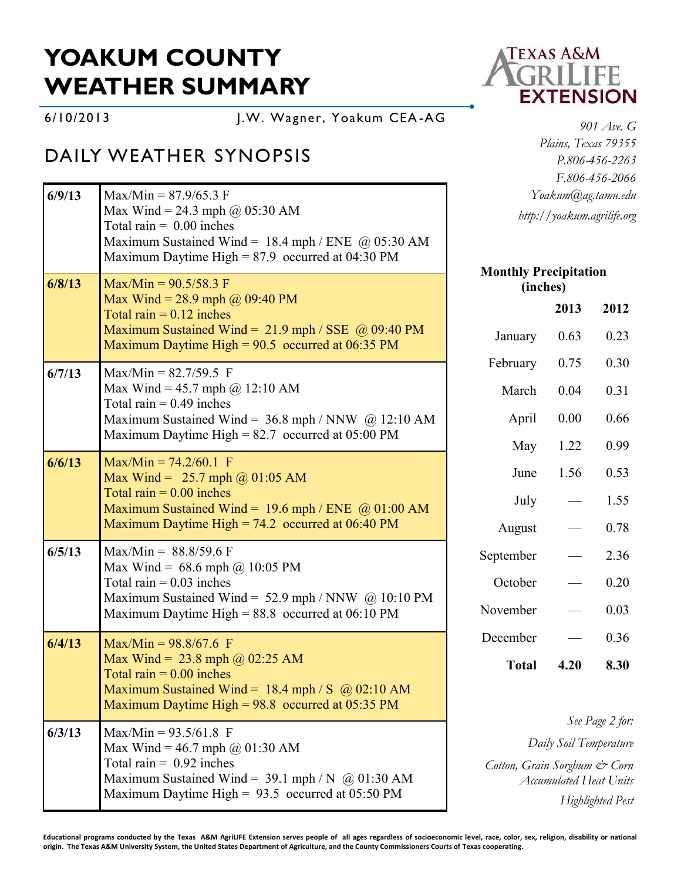# YOAKUM COUNTY WEATHER SUMMARY

6/10/2013 J.W. Wagner, Yoakum CEA-AG

*901 Ave. G*
*Plains, Texas 79355*
*P.806-456-2263*
*F.806-456-2066*
*Yoakum@ag.tamu.edu*
*http://yoakum.agrilife.org*

## DAILY WEATHER SYNOPSIS

| Date | Summary |
|---|---|
| **6/9/13** | Max/Min = 87.9/65.3 F<br>Max Wind = 24.3 mph @ 05:30 AM<br>Total rain = 0.00 inches<br>Maximum Sustained Wind = 18.4 mph / ENE @ 05:30 AM<br>Maximum Daytime High = 87.9 occurred at 04:30 PM |
| **6/8/13** | Max/Min = 90.5/58.3 F<br>Max Wind = 28.9 mph @ 09:40 PM<br>Total rain = 0.12 inches<br>Maximum Sustained Wind = 21.9 mph / SSE @ 09:40 PM<br>Maximum Daytime High = 90.5 occurred at 06:35 PM |
| **6/7/13** | Max/Min = 82.7/59.5 F<br>Max Wind = 45.7 mph @ 12:10 AM<br>Total rain = 0.49 inches<br>Maximum Sustained Wind = 36.8 mph / NNW @ 12:10 AM<br>Maximum Daytime High = 82.7 occurred at 05:00 PM |
| **6/6/13** | Max/Min = 74.2/60.1 F<br>Max Wind = 25.7 mph @ 01:05 AM<br>Total rain = 0.00 inches<br>Maximum Sustained Wind = 19.6 mph / ENE @ 01:00 AM<br>Maximum Daytime High = 74.2 occurred at 06:40 PM |
| **6/5/13** | Max/Min = 88.8/59.6 F<br>Max Wind = 68.6 mph @ 10:05 PM<br>Total rain = 0.03 inches<br>Maximum Sustained Wind = 52.9 mph / NNW @ 10:10 PM<br>Maximum Daytime High = 88.8 occurred at 06:10 PM |
| **6/4/13** | Max/Min = 98.8/67.6 F<br>Max Wind = 23.8 mph @ 02:25 AM<br>Total rain = 0.00 inches<br>Maximum Sustained Wind = 18.4 mph / S @ 02:10 AM<br>Maximum Daytime High = 98.8 occurred at 05:35 PM |
| **6/3/13** | Max/Min = 93.5/61.8 F<br>Max Wind = 46.7 mph @ 01:30 AM<br>Total rain = 0.92 inches<br>Maximum Sustained Wind = 39.1 mph / N @ 01:30 AM<br>Maximum Daytime High = 93.5 occurred at 05:50 PM |

**Monthly Precipitation (inches)**

| | **2013** | **2012** |
|---|---|---|
| January | 0.63 | 0.23 |
| February | 0.75 | 0.30 |
| March | 0.04 | 0.31 |
| April | 0.00 | 0.66 |
| May | 1.22 | 0.99 |
| June | 1.56 | 0.53 |
| July | — | 1.55 |
| August | — | 0.78 |
| September | — | 2.36 |
| October | — | 0.20 |
| November | — | 0.03 |
| December | — | 0.36 |
| **Total** | **4.20** | **8.30** |

*See Page 2 for:*

*Daily Soil Temperature*

*Cotton, Grain Sorghum & Corn Accumulated Heat Units*

*Highlighted Pest*

**Educational programs conducted by the Texas A&M AgriLIFE Extension serves people of all ages regardless of socioeconomic level, race, color, sex, religion, disability or national origin. The Texas A&M University System, the United States Department of Agriculture, and the County Commissioners Courts of Texas cooperating.**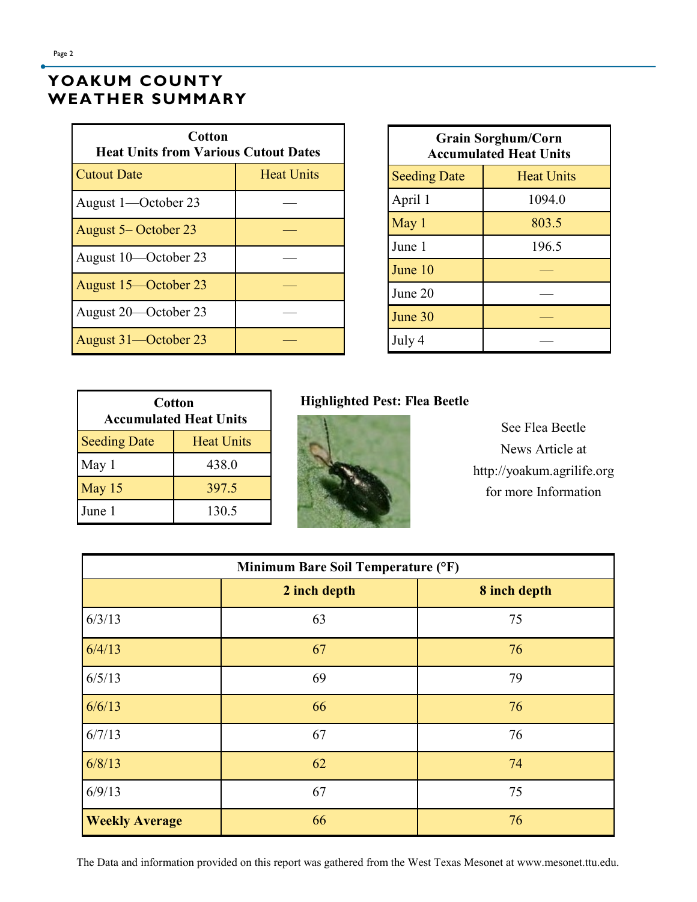# YOAKUM COUNTY WEATHER SUMMARY

| Cotton Heat Units from Various Cutout Dates | |
|---|---|
| Cutout Date | Heat Units |
| August 1—October 23 | — |
| August 5– October 23 | — |
| August 10—October 23 | — |
| August 15—October 23 | — |
| August 20—October 23 | — |
| August 31—October 23 | — |

| Grain Sorghum/Corn Accumulated Heat Units | |
|---|---|
| Seeding Date | Heat Units |
| April 1 | 1094.0 |
| May 1 | 803.5 |
| June 1 | 196.5 |
| June 10 | — |
| June 20 | — |
| June 30 | — |
| July 4 | — |

| Cotton Accumulated Heat Units | |
|---|---|
| Seeding Date | Heat Units |
| May 1 | 438.0 |
| May 15 | 397.5 |
| June 1 | 130.5 |

**Highlighted Pest: Flea Beetle**

See Flea Beetle News Article at http://yoakum.agrilife.org for more Information

| Minimum Bare Soil Temperature (°F) | | |
|---|---|---|
| | **2 inch depth** | **8 inch depth** |
| 6/3/13 | 63 | 75 |
| 6/4/13 | 67 | 76 |
| 6/5/13 | 69 | 79 |
| 6/6/13 | 66 | 76 |
| 6/7/13 | 67 | 76 |
| 6/8/13 | 62 | 74 |
| 6/9/13 | 67 | 75 |
| **Weekly Average** | 66 | 76 |

The Data and information provided on this report was gathered from the West Texas Mesonet at www.mesonet.ttu.edu.